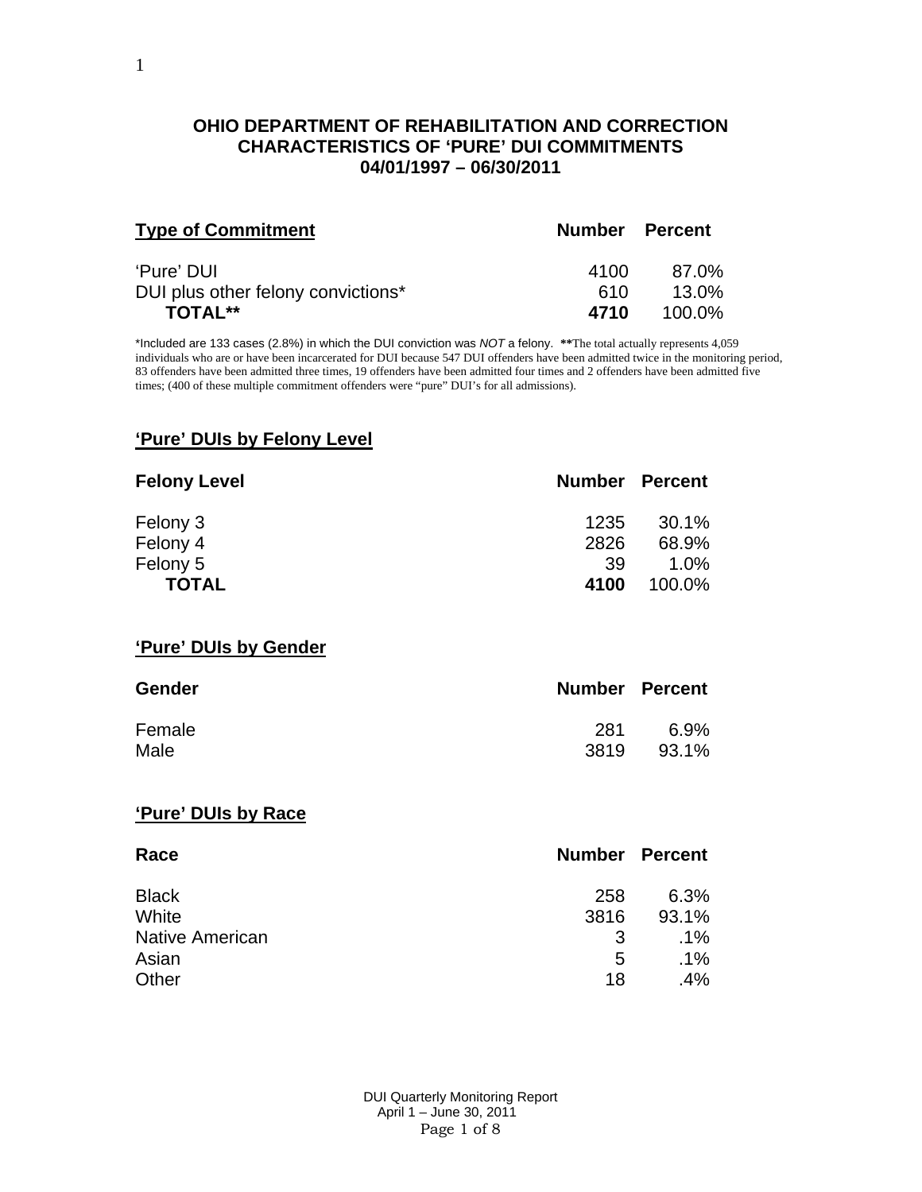# OHIO DEPARTMENT OF REHABILITATION AND CORRECTION
## CHARACTERISTICS OF 'PURE' DUI COMMITMENTS
### 04/01/1997 – 06/30/2011

| Type of Commitment | Number | Percent |
|---|---|---|
| 'Pure' DUI | 4100 | 87.0% |
| DUI plus other felony convictions* | 610 | 13.0% |
| **TOTAL**** | **4710** | 100.0% |

*Included are 133 cases (2.8%) in which the DUI conviction was *NOT* a felony. **The total actually represents 4,059 individuals who are or have been incarcerated for DUI because 547 DUI offenders have been admitted twice in the monitoring period, 83 offenders have been admitted three times, 19 offenders have been admitted four times and 2 offenders have been admitted five times; (400 of these multiple commitment offenders were "pure" DUI's for all admissions).

## 'Pure' DUIs by Felony Level

| Felony Level | Number | Percent |
|---|---|---|
| Felony 3 | 1235 | 30.1% |
| Felony 4 | 2826 | 68.9% |
| Felony 5 | 39 | 1.0% |
| **TOTAL** | **4100** | 100.0% |

## 'Pure' DUIs by Gender

| Gender | Number | Percent |
|---|---|---|
| Female | 281 | 6.9% |
| Male | 3819 | 93.1% |

## 'Pure' DUIs by Race

| Race | Number | Percent |
|---|---|---|
| Black | 258 | 6.3% |
| White | 3816 | 93.1% |
| Native American | 3 | .1% |
| Asian | 5 | .1% |
| Other | 18 | .4% |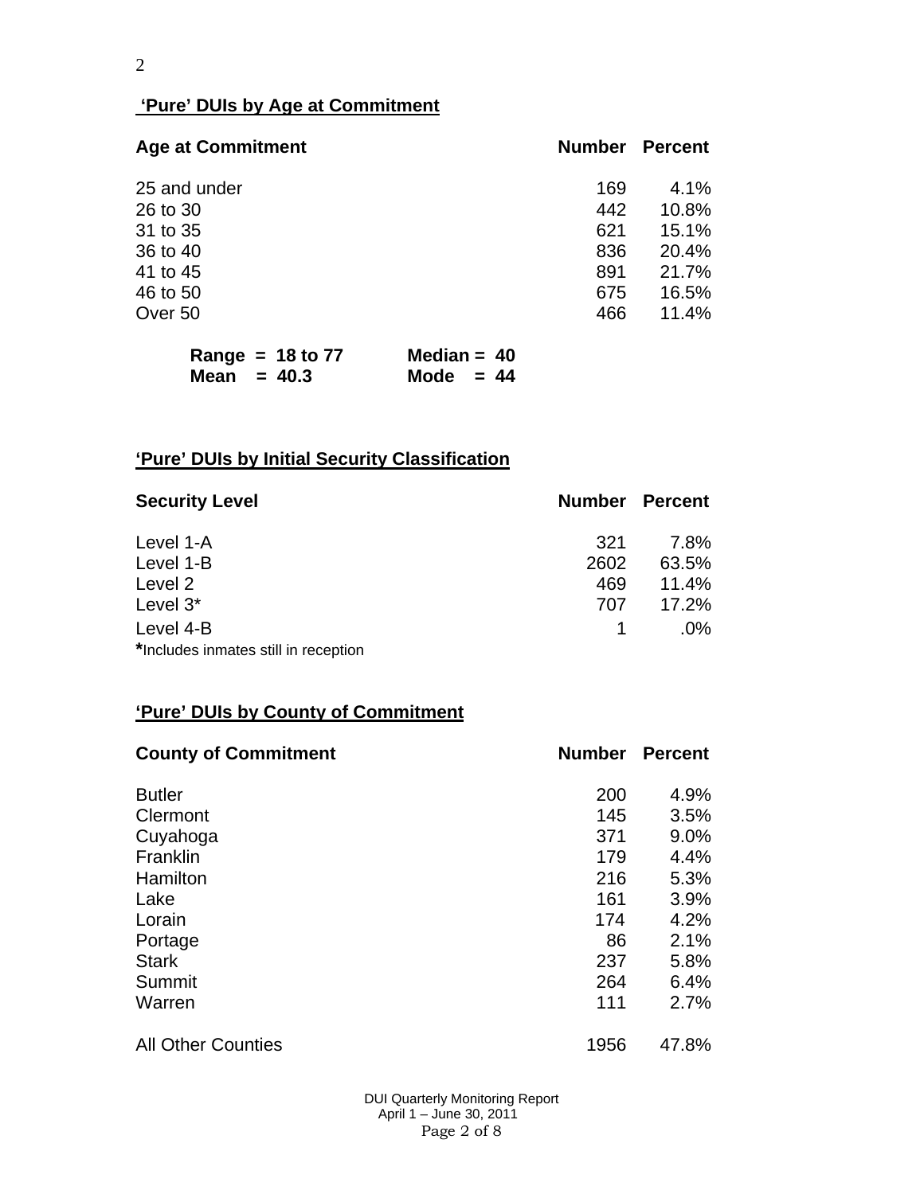## 'Pure' DUIs by Age at Commitment

| Age at Commitment | Number | Percent |
|---|---|---|
| 25 and under | 169 | 4.1% |
| 26 to 30 | 442 | 10.8% |
| 31 to 35 | 621 | 15.1% |
| 36 to 40 | 836 | 20.4% |
| 41 to 45 | 891 | 21.7% |
| 46 to 50 | 675 | 16.5% |
| Over 50 | 466 | 11.4% |

**Range = 18 to 77** **Median = 40**
**Mean = 40.3** **Mode = 44**

## 'Pure' DUIs by Initial Security Classification

| Security Level | Number | Percent |
|---|---|---|
| Level 1-A | 321 | 7.8% |
| Level 1-B | 2602 | 63.5% |
| Level 2 | 469 | 11.4% |
| Level 3* | 707 | 17.2% |
| Level 4-B | 1 | .0% |

*Includes inmates still in reception

## 'Pure' DUIs by County of Commitment

| County of Commitment | Number | Percent |
|---|---|---|
| Butler | 200 | 4.9% |
| Clermont | 145 | 3.5% |
| Cuyahoga | 371 | 9.0% |
| Franklin | 179 | 4.4% |
| Hamilton | 216 | 5.3% |
| Lake | 161 | 3.9% |
| Lorain | 174 | 4.2% |
| Portage | 86 | 2.1% |
| Stark | 237 | 5.8% |
| Summit | 264 | 6.4% |
| Warren | 111 | 2.7% |
| All Other Counties | 1956 | 47.8% |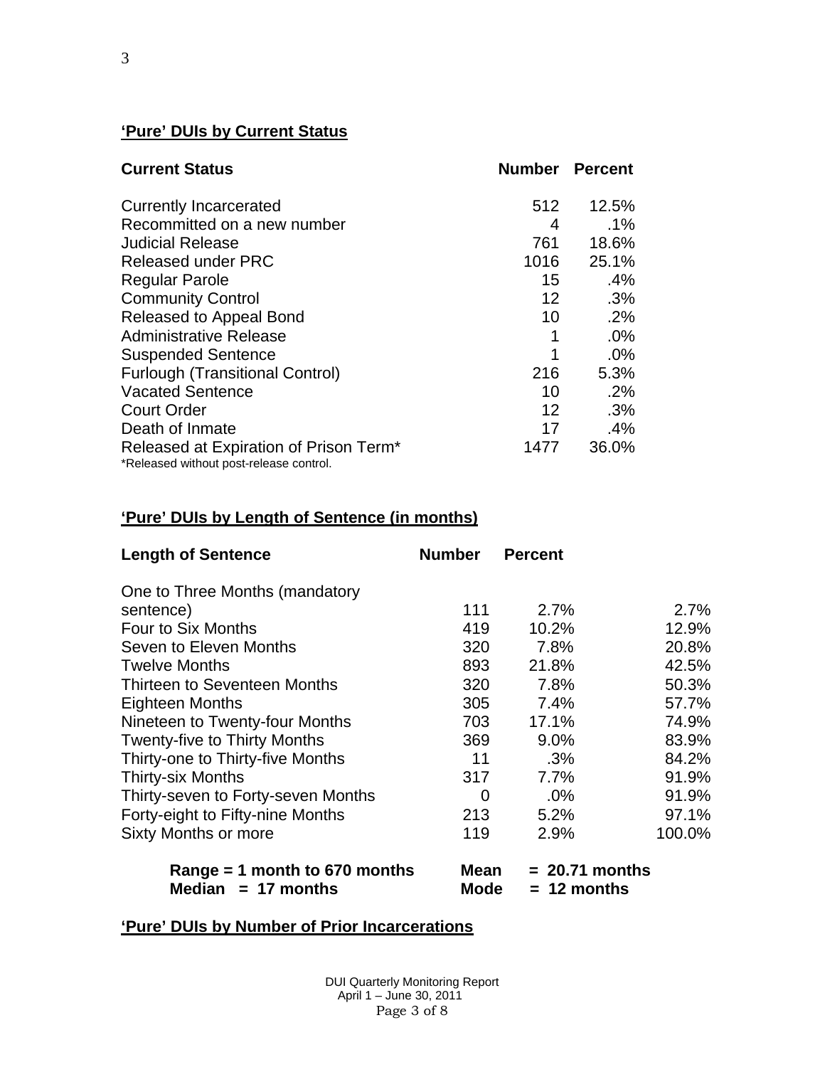## 'Pure' DUIs by Current Status

| Current Status | Number | Percent |
|---|---|---|
| Currently Incarcerated | 512 | 12.5% |
| Recommitted on a new number | 4 | .1% |
| Judicial Release | 761 | 18.6% |
| Released under PRC | 1016 | 25.1% |
| Regular Parole | 15 | .4% |
| Community Control | 12 | .3% |
| Released to Appeal Bond | 10 | .2% |
| Administrative Release | 1 | .0% |
| Suspended Sentence | 1 | .0% |
| Furlough (Transitional Control) | 216 | 5.3% |
| Vacated Sentence | 10 | .2% |
| Court Order | 12 | .3% |
| Death of Inmate | 17 | .4% |
| Released at Expiration of Prison Term* | 1477 | 36.0% |

*Released without post-release control.

## 'Pure' DUIs by Length of Sentence (in months)

| Length of Sentence | Number | Percent | |
|---|---|---|---|
| One to Three Months (mandatory sentence) | 111 | 2.7% | 2.7% |
| Four to Six Months | 419 | 10.2% | 12.9% |
| Seven to Eleven Months | 320 | 7.8% | 20.8% |
| Twelve Months | 893 | 21.8% | 42.5% |
| Thirteen to Seventeen Months | 320 | 7.8% | 50.3% |
| Eighteen Months | 305 | 7.4% | 57.7% |
| Nineteen to Twenty-four Months | 703 | 17.1% | 74.9% |
| Twenty-five to Thirty Months | 369 | 9.0% | 83.9% |
| Thirty-one to Thirty-five Months | 11 | .3% | 84.2% |
| Thirty-six Months | 317 | 7.7% | 91.9% |
| Thirty-seven to Forty-seven Months | 0 | .0% | 91.9% |
| Forty-eight to Fifty-nine Months | 213 | 5.2% | 97.1% |
| Sixty Months or more | 119 | 2.9% | 100.0% |

**Range = 1 month to 670 months　　Mean = 20.71 months**
**Median = 17 months　　Mode = 12 months**

## 'Pure' DUIs by Number of Prior Incarcerations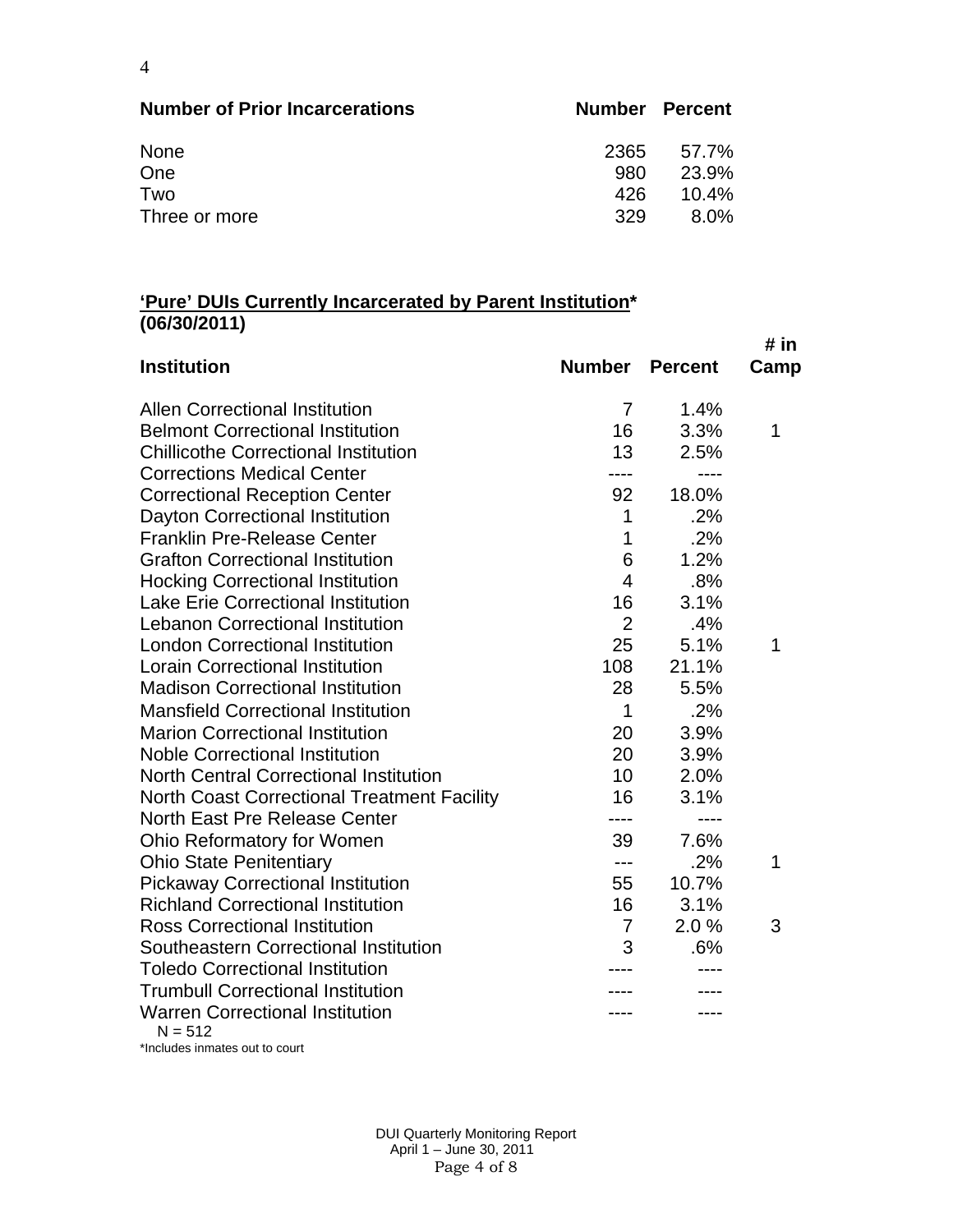| Number of Prior Incarcerations | Number | Percent |
|---|---|---|
| None | 2365 | 57.7% |
| One | 980 | 23.9% |
| Two | 426 | 10.4% |
| Three or more | 329 | 8.0% |

**<u>'Pure' DUIs Currently Incarcerated by Parent Institution</u>\***
**(06/30/2011)**

| Institution | Number | Percent | # in Camp |
|---|---|---|---|
| Allen Correctional Institution | 7 | 1.4% | |
| Belmont Correctional Institution | 16 | 3.3% | 1 |
| Chillicothe Correctional Institution | 13 | 2.5% | |
| Corrections Medical Center | ---- | ---- | |
| Correctional Reception Center | 92 | 18.0% | |
| Dayton Correctional Institution | 1 | .2% | |
| Franklin Pre-Release Center | 1 | .2% | |
| Grafton Correctional Institution | 6 | 1.2% | |
| Hocking Correctional Institution | 4 | .8% | |
| Lake Erie Correctional Institution | 16 | 3.1% | |
| Lebanon Correctional Institution | 2 | .4% | |
| London Correctional Institution | 25 | 5.1% | 1 |
| Lorain Correctional Institution | 108 | 21.1% | |
| Madison Correctional Institution | 28 | 5.5% | |
| Mansfield Correctional Institution | 1 | .2% | |
| Marion Correctional Institution | 20 | 3.9% | |
| Noble Correctional Institution | 20 | 3.9% | |
| North Central Correctional Institution | 10 | 2.0% | |
| North Coast Correctional Treatment Facility | 16 | 3.1% | |
| North East Pre Release Center | ---- | ---- | |
| Ohio Reformatory for Women | 39 | 7.6% | |
| Ohio State Penitentiary | --- | .2% | 1 |
| Pickaway Correctional Institution | 55 | 10.7% | |
| Richland Correctional Institution | 16 | 3.1% | |
| Ross Correctional Institution | 7 | 2.0 % | 3 |
| Southeastern Correctional Institution | 3 | .6% | |
| Toledo Correctional Institution | ---- | ---- | |
| Trumbull Correctional Institution | ---- | ---- | |
| Warren Correctional Institution | ---- | ---- | |

N = 512

*Includes inmates out to court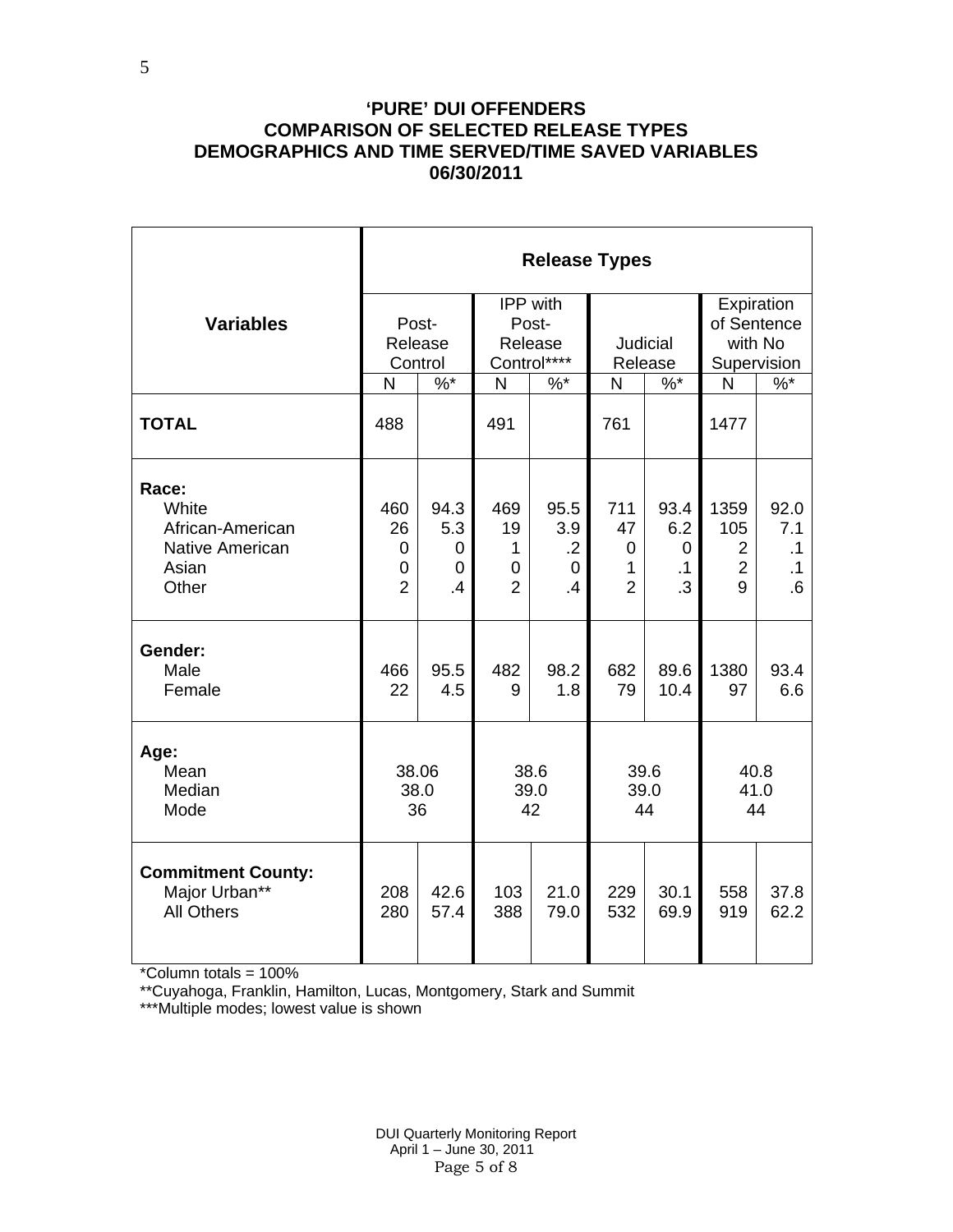# 'PURE' DUI OFFENDERS
## COMPARISON OF SELECTED RELEASE TYPES
## DEMOGRAPHICS AND TIME SERVED/TIME SAVED VARIABLES
## 06/30/2011

| Variables | Release Types | | | | | | | |
|---|---|---|---|---|---|---|---|---|
| | Post-Release Control | | IPP with Post-Release Control**** | | Judicial Release | | Expiration of Sentence with No Supervision | |
| | N | %* | N | %* | N | %* | N | %* |
| **TOTAL** | 488 | | 491 | | 761 | | 1477 | |
| **Race:** | | | | | | | | |
| White | 460 | 94.3 | 469 | 95.5 | 711 | 93.4 | 1359 | 92.0 |
| African-American | 26 | 5.3 | 19 | 3.9 | 47 | 6.2 | 105 | 7.1 |
| Native American | 0 | 0 | 1 | .2 | 0 | 0 | 2 | .1 |
| Asian | 0 | 0 | 0 | 0 | 1 | .1 | 2 | .1 |
| Other | 2 | .4 | 2 | .4 | 2 | .3 | 9 | .6 |
| **Gender:** | | | | | | | | |
| Male | 466 | 95.5 | 482 | 98.2 | 682 | 89.6 | 1380 | 93.4 |
| Female | 22 | 4.5 | 9 | 1.8 | 79 | 10.4 | 97 | 6.6 |
| **Age:** | | | | | | | | |
| Mean | 38.06 | | 38.6 | | 39.6 | | 40.8 | |
| Median | 38.0 | | 39.0 | | 39.0 | | 41.0 | |
| Mode | 36 | | 42 | | 44 | | 44 | |
| **Commitment County:** | | | | | | | | |
| Major Urban** | 208 | 42.6 | 103 | 21.0 | 229 | 30.1 | 558 | 37.8 |
| All Others | 280 | 57.4 | 388 | 79.0 | 532 | 69.9 | 919 | 62.2 |

*Column totals = 100%

**Cuyahoga, Franklin, Hamilton, Lucas, Montgomery, Stark and Summit

***Multiple modes; lowest value is shown

DUI Quarterly Monitoring Report
April 1 – June 30, 2011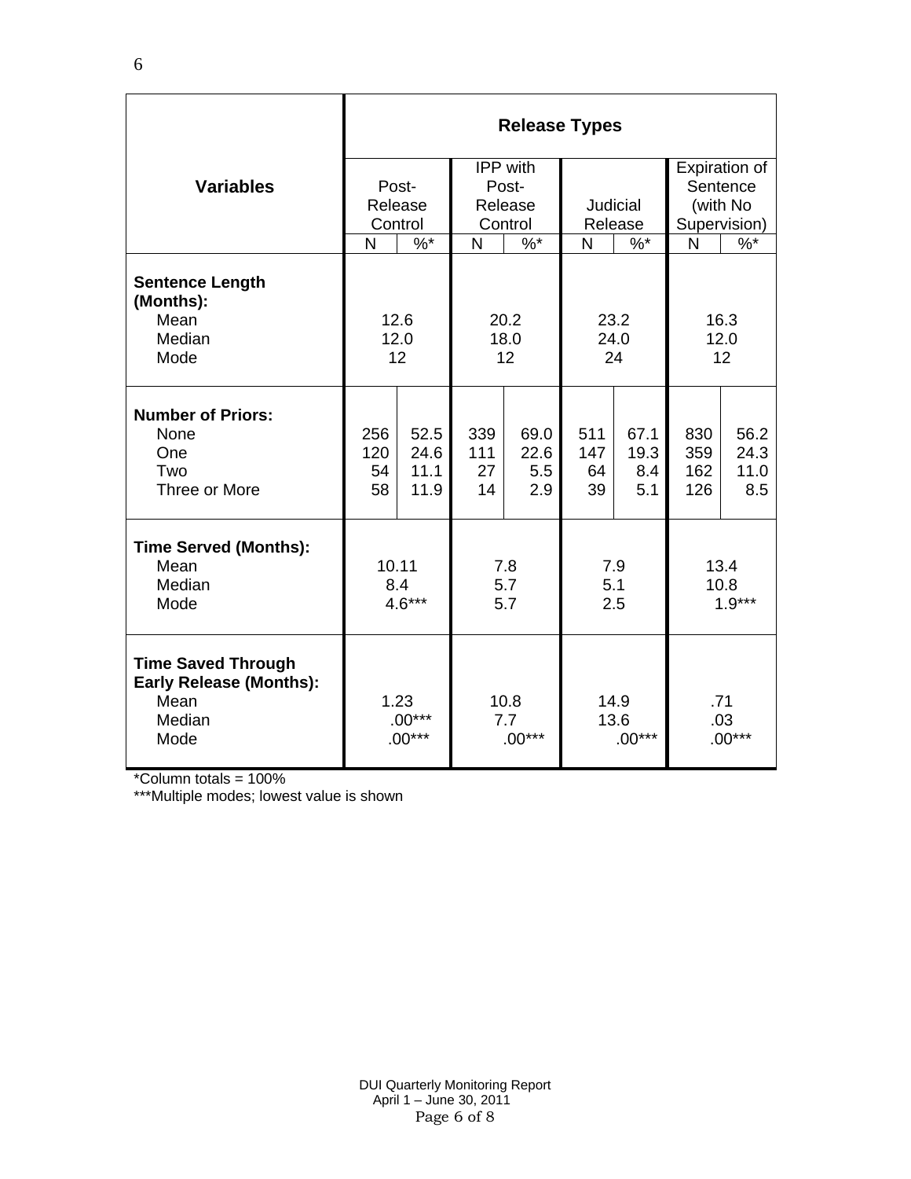| Variables | Release Types | | | | | | | |
|---|---|---|---|---|---|---|---|---|
| | Post-Release Control | | IPP with Post-Release Control | | Judicial Release | | Expiration of Sentence (with No Supervision) | |
| | N | %* | N | %* | N | %* | N | %* |
| **Sentence Length (Months):** | | | | | | | | |
| Mean | 12.6 | | 20.2 | | 23.2 | | 16.3 | |
| Median | 12.0 | | 18.0 | | 24.0 | | 12.0 | |
| Mode | 12 | | 12 | | 24 | | 12 | |
| **Number of Priors:** | | | | | | | | |
| None | 256 | 52.5 | 339 | 69.0 | 511 | 67.1 | 830 | 56.2 |
| One | 120 | 24.6 | 111 | 22.6 | 147 | 19.3 | 359 | 24.3 |
| Two | 54 | 11.1 | 27 | 5.5 | 64 | 8.4 | 162 | 11.0 |
| Three or More | 58 | 11.9 | 14 | 2.9 | 39 | 5.1 | 126 | 8.5 |
| **Time Served (Months):** | | | | | | | | |
| Mean | 10.11 | | 7.8 | | 7.9 | | 13.4 | |
| Median | 8.4 | | 5.7 | | 5.1 | | 10.8 | |
| Mode | 4.6*** | | 5.7 | | 2.5 | | 1.9*** | |
| **Time Saved Through Early Release (Months):** | | | | | | | | |
| Mean | 1.23 | | 10.8 | | 14.9 | | .71 | |
| Median | .00*** | | 7.7 | | 13.6 | | .03 | |
| Mode | .00*** | | .00*** | | .00*** | | .00*** | |

*Column totals = 100%

***Multiple modes; lowest value is shown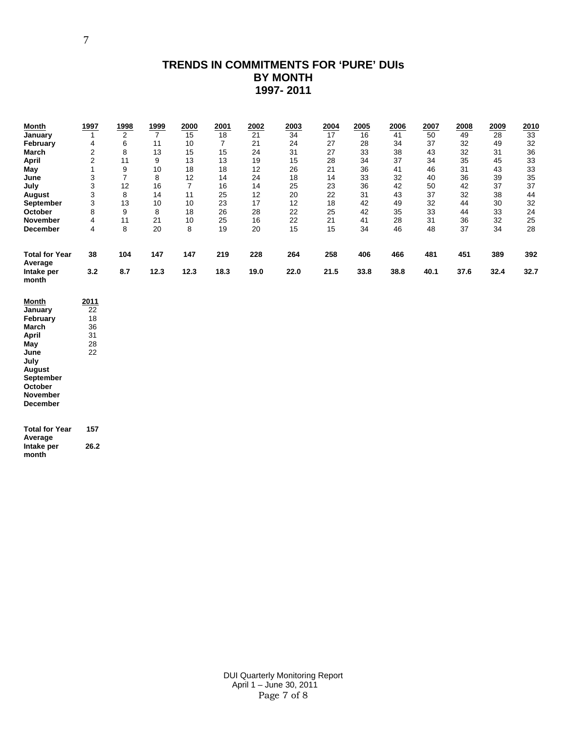# TRENDS IN COMMITMENTS FOR 'PURE' DUIs BY MONTH 1997- 2011

| Month | 1997 | 1998 | 1999 | 2000 | 2001 | 2002 | 2003 | 2004 | 2005 | 2006 | 2007 | 2008 | 2009 | 2010 |
|---|---|---|---|---|---|---|---|---|---|---|---|---|---|---|
| **January** | 1 | 2 | 7 | 15 | 18 | 21 | 34 | 17 | 16 | 41 | 50 | 49 | 28 | 33 |
| **February** | 4 | 6 | 11 | 10 | 7 | 21 | 24 | 27 | 28 | 34 | 37 | 32 | 49 | 32 |
| **March** | 2 | 8 | 13 | 15 | 15 | 24 | 31 | 27 | 33 | 38 | 43 | 32 | 31 | 36 |
| **April** | 2 | 11 | 9 | 13 | 13 | 19 | 15 | 28 | 34 | 37 | 34 | 35 | 45 | 33 |
| **May** | 1 | 9 | 10 | 18 | 18 | 12 | 26 | 21 | 36 | 41 | 46 | 31 | 43 | 33 |
| **June** | 3 | 7 | 8 | 12 | 14 | 24 | 18 | 14 | 33 | 32 | 40 | 36 | 39 | 35 |
| **July** | 3 | 12 | 16 | 7 | 16 | 14 | 25 | 23 | 36 | 42 | 50 | 42 | 37 | 37 |
| **August** | 3 | 8 | 14 | 11 | 25 | 12 | 20 | 22 | 31 | 43 | 37 | 32 | 38 | 44 |
| **September** | 3 | 13 | 10 | 10 | 23 | 17 | 12 | 18 | 42 | 49 | 32 | 44 | 30 | 32 |
| **October** | 8 | 9 | 8 | 18 | 26 | 28 | 22 | 25 | 42 | 35 | 33 | 44 | 33 | 24 |
| **November** | 4 | 11 | 21 | 10 | 25 | 16 | 22 | 21 | 41 | 28 | 31 | 36 | 32 | 25 |
| **December** | 4 | 8 | 20 | 8 | 19 | 20 | 15 | 15 | 34 | 46 | 48 | 37 | 34 | 28 |
| **Total for Year** | **38** | **104** | **147** | **147** | **219** | **228** | **264** | **258** | **406** | **466** | **481** | **451** | **389** | **392** |
| **Average Intake per month** | **3.2** | **8.7** | **12.3** | **12.3** | **18.3** | **19.0** | **22.0** | **21.5** | **33.8** | **38.8** | **40.1** | **37.6** | **32.4** | **32.7** |

| Month | 2011 |
|---|---|
| **January** | 22 |
| **February** | 18 |
| **March** | 36 |
| **April** | 31 |
| **May** | 28 |
| **June** | 22 |
| **July** | |
| **August** | |
| **September** | |
| **October** | |
| **November** | |
| **December** | |
| **Total for Year** | **157** |
| **Average Intake per month** | **26.2** |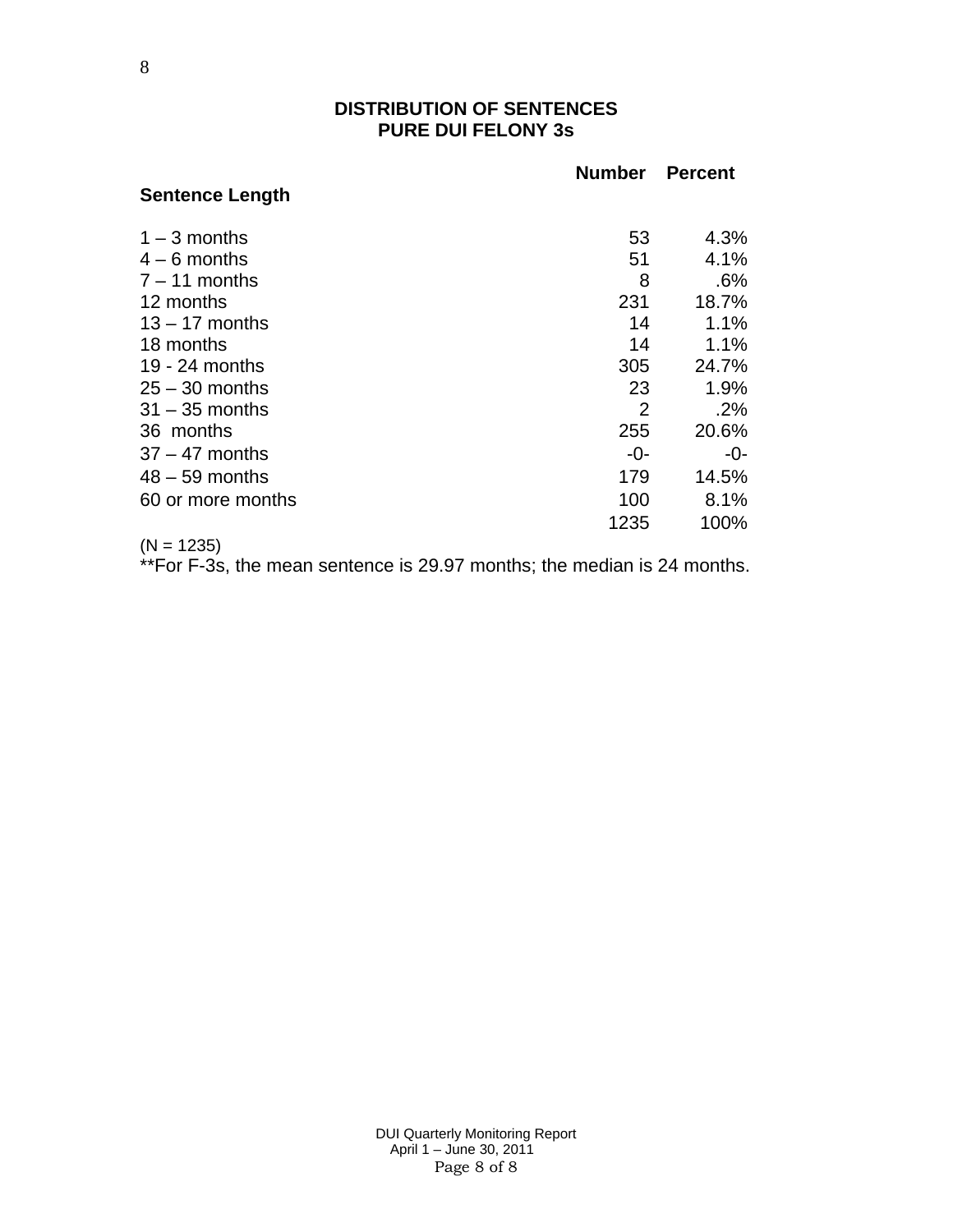## DISTRIBUTION OF SENTENCES
## PURE DUI FELONY 3s

| Sentence Length | Number | Percent |
|---|---|---|
| 1 – 3 months | 53 | 4.3% |
| 4 – 6 months | 51 | 4.1% |
| 7 – 11 months | 8 | .6% |
| 12 months | 231 | 18.7% |
| 13 – 17 months | 14 | 1.1% |
| 18 months | 14 | 1.1% |
| 19 - 24 months | 305 | 24.7% |
| 25 – 30 months | 23 | 1.9% |
| 31 – 35 months | 2 | .2% |
| 36 months | 255 | 20.6% |
| 37 – 47 months | -0- | -0- |
| 48 – 59 months | 179 | 14.5% |
| 60 or more months | 100 | 8.1% |
| | 1235 | 100% |

(N = 1235)

**For F-3s, the mean sentence is 29.97 months; the median is 24 months.